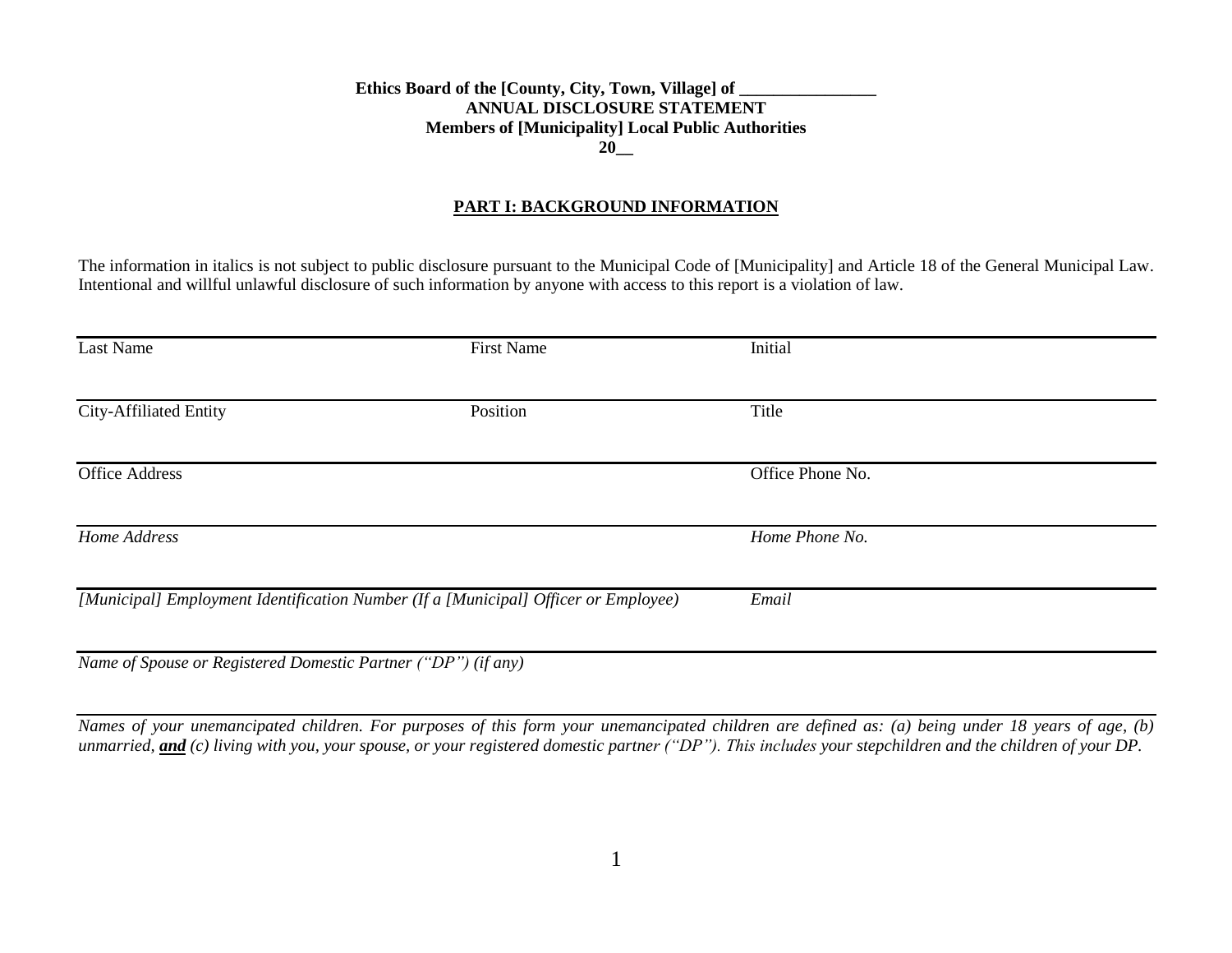**Ethics Board of the [County, City, Town, Village] of ________________**
**ANNUAL DISCLOSURE STATEMENT**
**Members of [Municipality] Local Public Authorities**
**20__**

## PART I: BACKGROUND INFORMATION

The information in italics is not subject to public disclosure pursuant to the Municipal Code of [Municipality] and Article 18 of the General Municipal Law. Intentional and willful unlawful disclosure of such information by anyone with access to this report is a violation of law.

| Last Name | First Name | Initial |
|---|---|---|
| City-Affiliated Entity | Position | Title |
| Office Address | | Office Phone No. |
| *Home Address* | | *Home Phone No.* |
| *[Municipal] Employment Identification Number (If a [Municipal] Officer or Employee)* | | *Email* |
| *Name of Spouse or Registered Domestic Partner ("DP") (if any)* | | |

*Names of your unemancipated children. For purposes of this form your unemancipated children are defined as: (a) being under 18 years of age, (b) unmarried, **and** (c) living with you, your spouse, or your registered domestic partner ("DP"). This includes your stepchildren and the children of your DP.*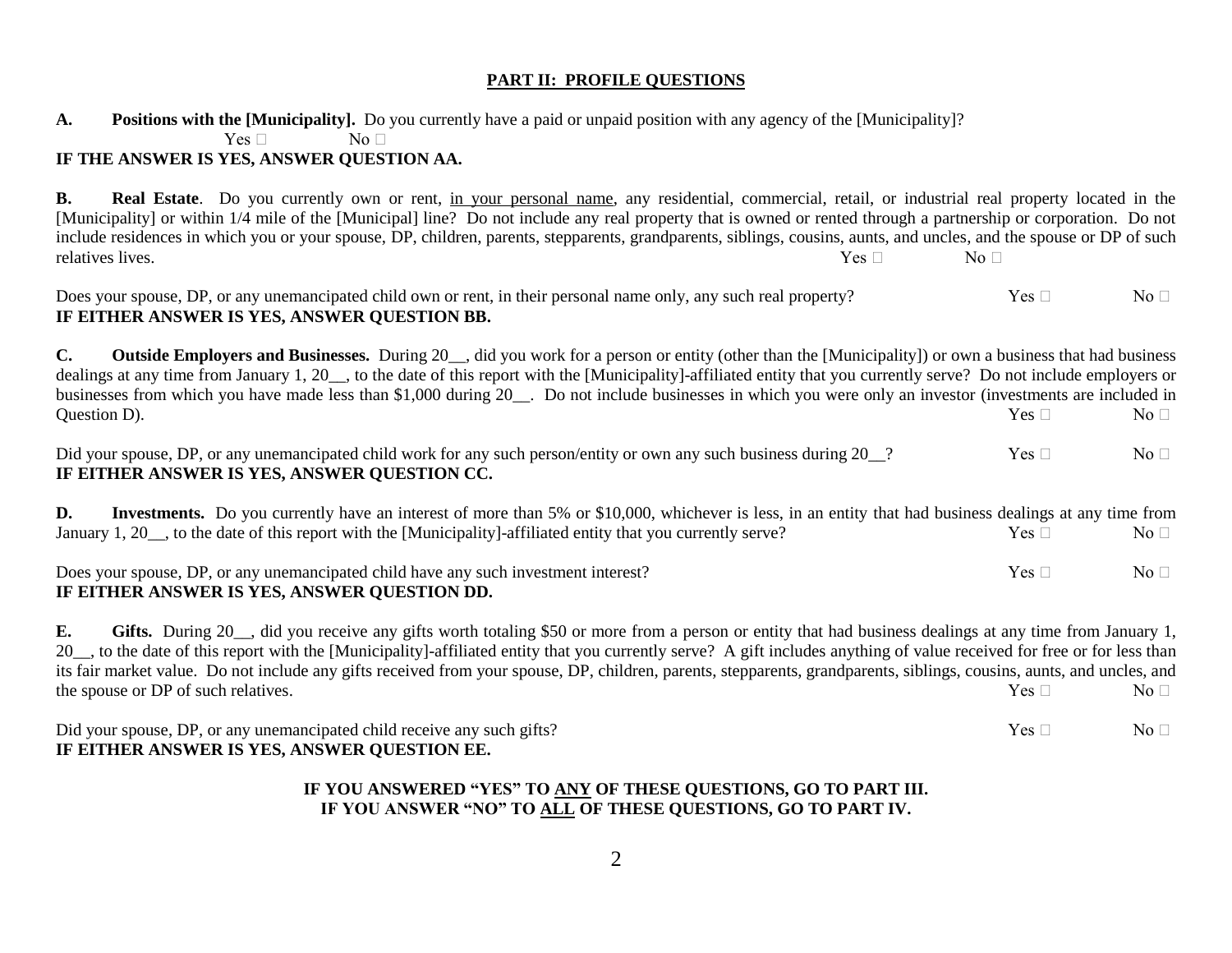## PART II: PROFILE QUESTIONS

**A. Positions with the [Municipality].** Do you currently have a paid or unpaid position with any agency of the [Municipality]?

Yes ☐ No ☐

**IF THE ANSWER IS YES, ANSWER QUESTION AA.**

**B. Real Estate**. Do you currently own or rent, in your personal name, any residential, commercial, retail, or industrial real property located in the [Municipality] or within 1/4 mile of the [Municipal] line? Do not include any real property that is owned or rented through a partnership or corporation. Do not include residences in which you or your spouse, DP, children, parents, stepparents, grandparents, siblings, cousins, aunts, and uncles, and the spouse or DP of such relatives lives. Yes ☐ No ☐

Does your spouse, DP, or any unemancipated child own or rent, in their personal name only, any such real property? Yes ☐ No ☐

**IF EITHER ANSWER IS YES, ANSWER QUESTION BB.**

**C. Outside Employers and Businesses.** During 20__, did you work for a person or entity (other than the [Municipality]) or own a business that had business dealings at any time from January 1, 20__, to the date of this report with the [Municipality]-affiliated entity that you currently serve? Do not include employers or businesses from which you have made less than $1,000 during 20__. Do not include businesses in which you were only an investor (investments are included in Question D). Yes ☐ No ☐

Did your spouse, DP, or any unemancipated child work for any such person/entity or own any such business during 20__? Yes ☐ No ☐

**IF EITHER ANSWER IS YES, ANSWER QUESTION CC.**

**D. Investments.** Do you currently have an interest of more than 5% or $10,000, whichever is less, in an entity that had business dealings at any time from January 1, 20__, to the date of this report with the [Municipality]-affiliated entity that you currently serve? Yes ☐ No ☐

Does your spouse, DP, or any unemancipated child have any such investment interest? Yes ☐ No ☐

**IF EITHER ANSWER IS YES, ANSWER QUESTION DD.**

**E. Gifts.** During 20__, did you receive any gifts worth totaling $50 or more from a person or entity that had business dealings at any time from January 1, 20__, to the date of this report with the [Municipality]-affiliated entity that you currently serve? A gift includes anything of value received for free or for less than its fair market value. Do not include any gifts received from your spouse, DP, children, parents, stepparents, grandparents, siblings, cousins, aunts, and uncles, and the spouse or DP of such relatives. Yes ☐ No ☐

Did your spouse, DP, or any unemancipated child receive any such gifts? Yes ☐ No ☐

**IF EITHER ANSWER IS YES, ANSWER QUESTION EE.**

**IF YOU ANSWERED "YES" TO ANY OF THESE QUESTIONS, GO TO PART III.**
**IF YOU ANSWER "NO" TO ALL OF THESE QUESTIONS, GO TO PART IV.**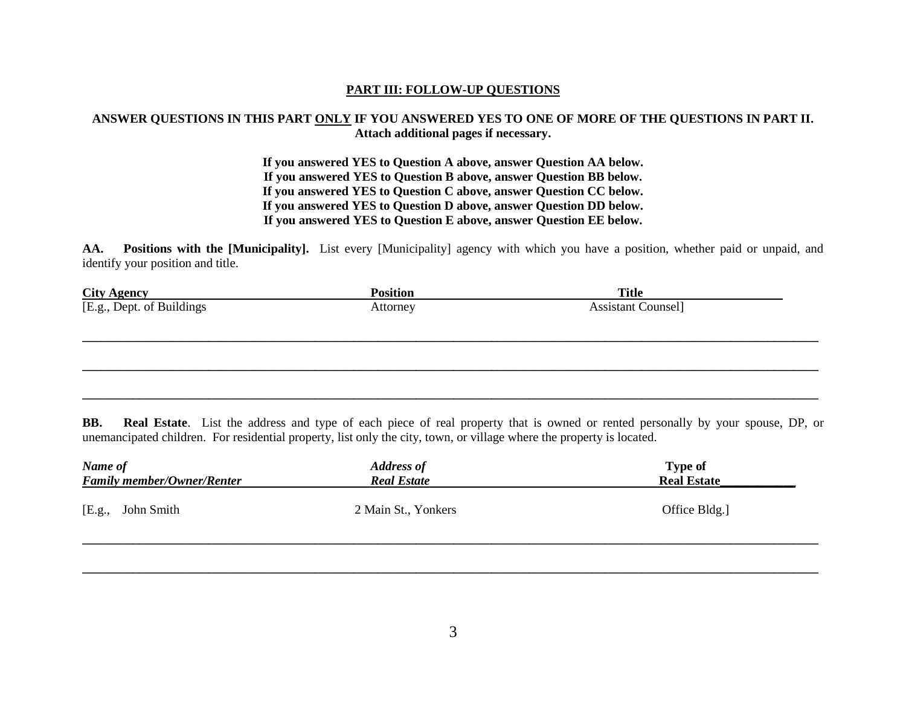## PART III: FOLLOW-UP QUESTIONS

**ANSWER QUESTIONS IN THIS PART ONLY IF YOU ANSWERED YES TO ONE OF MORE OF THE QUESTIONS IN PART II. Attach additional pages if necessary.**

**If you answered YES to Question A above, answer Question AA below.**
**If you answered YES to Question B above, answer Question BB below.**
**If you answered YES to Question C above, answer Question CC below.**
**If you answered YES to Question D above, answer Question DD below.**
**If you answered YES to Question E above, answer Question EE below.**

**AA. Positions with the [Municipality].** List every [Municipality] agency with which you have a position, whether paid or unpaid, and identify your position and title.

| City Agency | Position | Title |
|---|---|---|
| [E.g., Dept. of Buildings | Attorney | Assistant Counsel] |
| | | |
| | | |
| | | |

**BB. Real Estate**. List the address and type of each piece of real property that is owned or rented personally by your spouse, DP, or unemancipated children. For residential property, list only the city, town, or village where the property is located.

| *Name of Family member/Owner/Renter* | *Address of Real Estate* | Type of Real Estate |
|---|---|---|
| [E.g., John Smith | 2 Main St., Yonkers | Office Bldg.] |
| | | |
| | | |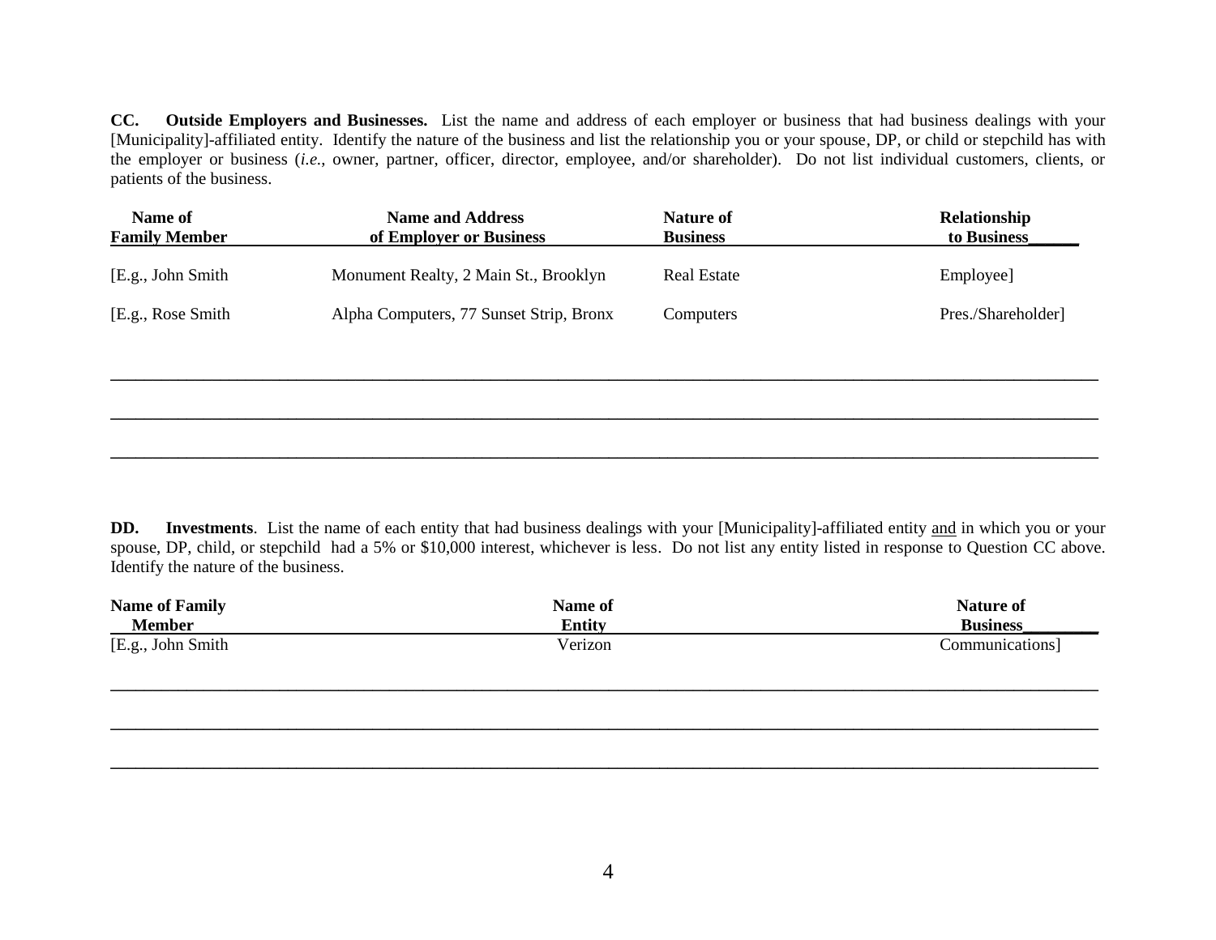**CC. Outside Employers and Businesses.** List the name and address of each employer or business that had business dealings with your [Municipality]-affiliated entity. Identify the nature of the business and list the relationship you or your spouse, DP, or child or stepchild has with the employer or business (*i.e.*, owner, partner, officer, director, employee, and/or shareholder). Do not list individual customers, clients, or patients of the business.

| Name of Family Member | Name and Address of Employer or Business | Nature of Business | Relationship to Business |
|---|---|---|---|
| [E.g., John Smith | Monument Realty, 2 Main St., Brooklyn | Real Estate | Employee] |
| [E.g., Rose Smith | Alpha Computers, 77 Sunset Strip, Bronx | Computers | Pres./Shareholder] |
| | | | |
| | | | |
| | | | |

**DD. Investments**. List the name of each entity that had business dealings with your [Municipality]-affiliated entity and in which you or your spouse, DP, child, or stepchild had a 5% or $10,000 interest, whichever is less. Do not list any entity listed in response to Question CC above. Identify the nature of the business.

| Name of Family Member | Name of Entity | Nature of Business |
|---|---|---|
| [E.g., John Smith | Verizon | Communications] |
| | | |
| | | |
| | | |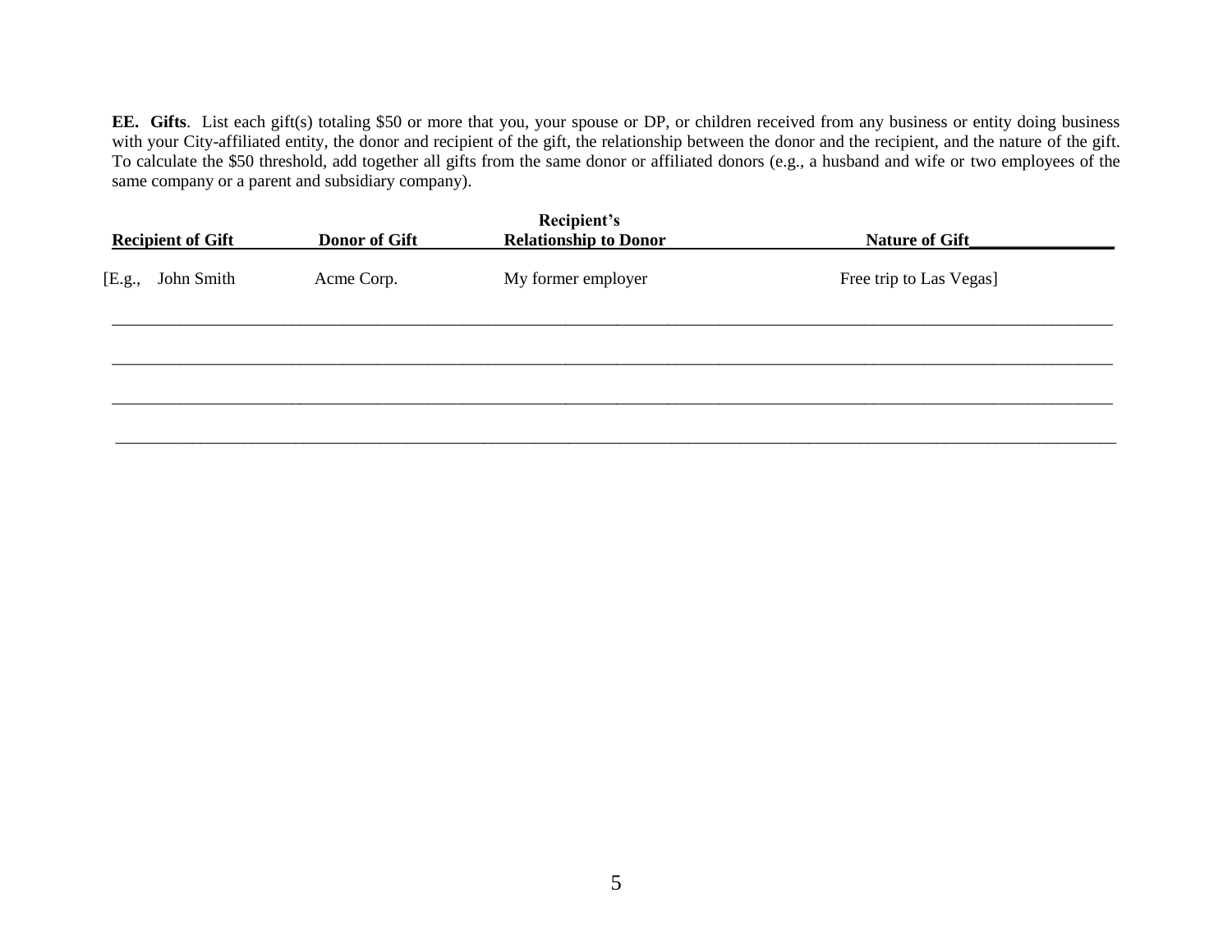**EE. Gifts**. List each gift(s) totaling $50 or more that you, your spouse or DP, or children received from any business or entity doing business with your City-affiliated entity, the donor and recipient of the gift, the relationship between the donor and the recipient, and the nature of the gift. To calculate the $50 threshold, add together all gifts from the same donor or affiliated donors (e.g., a husband and wife or two employees of the same company or a parent and subsidiary company).

| Recipient of Gift | Donor of Gift | Recipient's Relationship to Donor | Nature of Gift |
|---|---|---|---|
| [E.g., John Smith | Acme Corp. | My former employer | Free trip to Las Vegas] |
| | | | |
| | | | |
| | | | |
| | | | |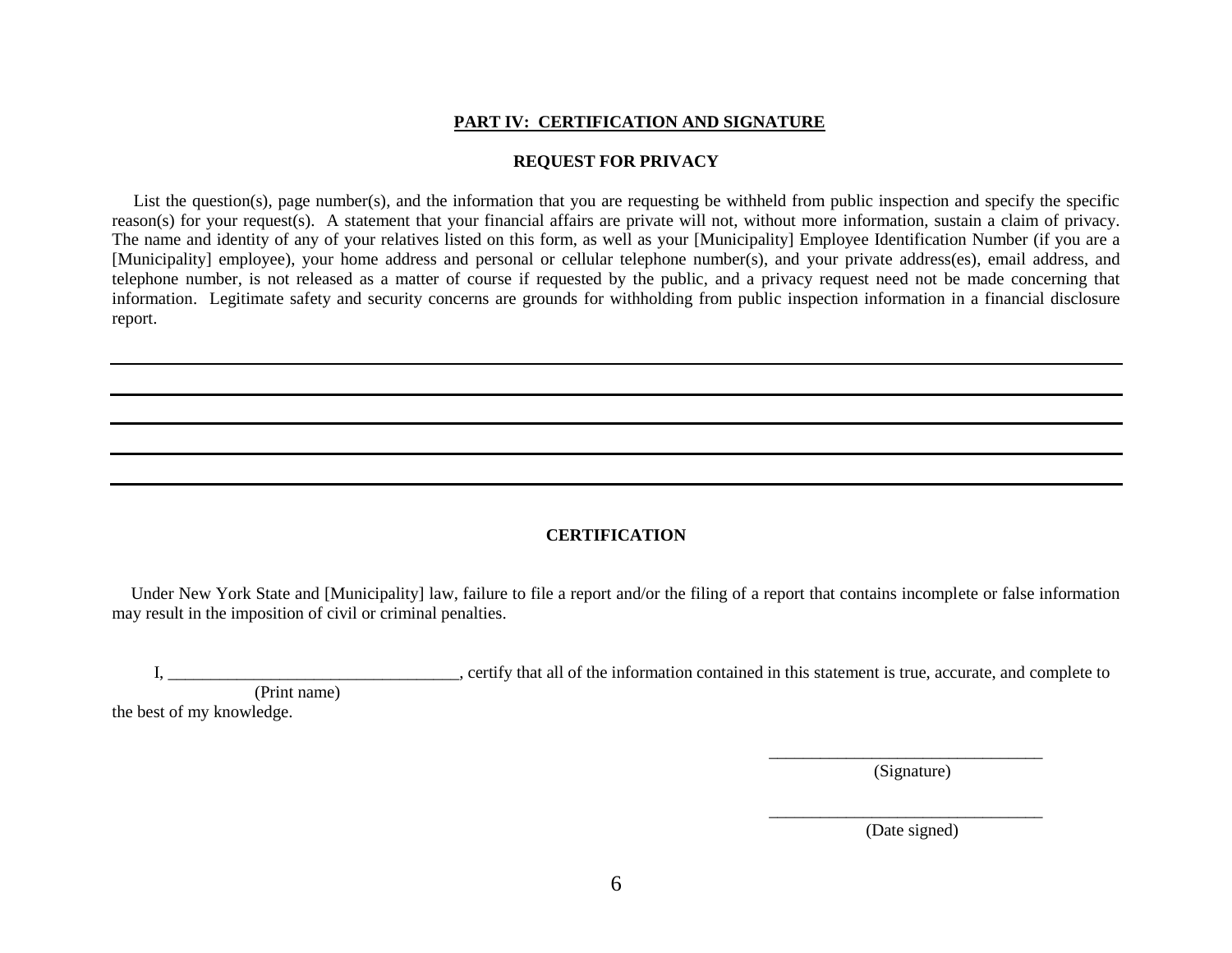## PART IV: CERTIFICATION AND SIGNATURE

### REQUEST FOR PRIVACY

List the question(s), page number(s), and the information that you are requesting be withheld from public inspection and specify the specific reason(s) for your request(s). A statement that your financial affairs are private will not, without more information, sustain a claim of privacy. The name and identity of any of your relatives listed on this form, as well as your [Municipality] Employee Identification Number (if you are a [Municipality] employee), your home address and personal or cellular telephone number(s), and your private address(es), email address, and telephone number, is not released as a matter of course if requested by the public, and a privacy request need not be made concerning that information. Legitimate safety and security concerns are grounds for withholding from public inspection information in a financial disclosure report.

___

___

___

___

___

### CERTIFICATION

Under New York State and [Municipality] law, failure to file a report and/or the filing of a report that contains incomplete or false information may result in the imposition of civil or criminal penalties.

I, __________________________________, certify that all of the information contained in this statement is true, accurate, and complete to
(Print name)
the best of my knowledge.

________________________________
(Signature)

________________________________
(Date signed)